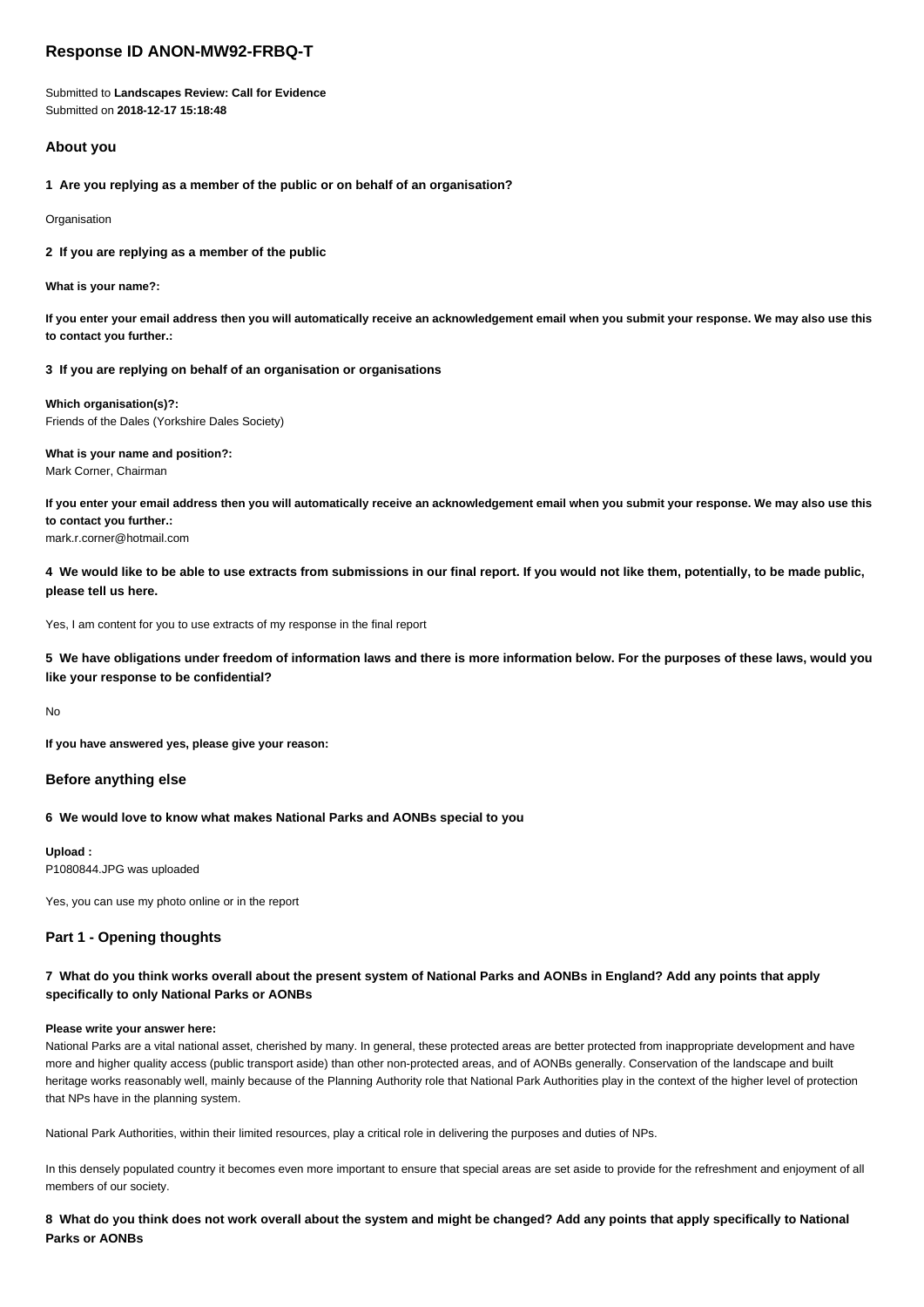# Response ID ANON-MW92-FRBQ-T

Submitted to **Landscapes Review: Call for Evidence**
Submitted on **2018-12-17 15:18:48**

## About you

**1 Are you replying as a member of the public or on behalf of an organisation?**

Organisation

**2 If you are replying as a member of the public**

**What is your name?:**

**If you enter your email address then you will automatically receive an acknowledgement email when you submit your response. We may also use this to contact you further.:**

**3 If you are replying on behalf of an organisation or organisations**

**Which organisation(s)?:**
Friends of the Dales (Yorkshire Dales Society)

**What is your name and position?:**
Mark Corner, Chairman

**If you enter your email address then you will automatically receive an acknowledgement email when you submit your response. We may also use this to contact you further.:**
mark.r.corner@hotmail.com

**4 We would like to be able to use extracts from submissions in our final report. If you would not like them, potentially, to be made public, please tell us here.**

Yes, I am content for you to use extracts of my response in the final report

**5 We have obligations under freedom of information laws and there is more information below. For the purposes of these laws, would you like your response to be confidential?**

No

**If you have answered yes, please give your reason:**

## Before anything else

**6 We would love to know what makes National Parks and AONBs special to you**

**Upload :**
P1080844.JPG was uploaded

Yes, you can use my photo online or in the report

## Part 1 - Opening thoughts

**7 What do you think works overall about the present system of National Parks and AONBs in England? Add any points that apply specifically to only National Parks or AONBs**

**Please write your answer here:**
National Parks are a vital national asset, cherished by many. In general, these protected areas are better protected from inappropriate development and have more and higher quality access (public transport aside) than other non-protected areas, and of AONBs generally. Conservation of the landscape and built heritage works reasonably well, mainly because of the Planning Authority role that National Park Authorities play in the context of the higher level of protection that NPs have in the planning system.

National Park Authorities, within their limited resources, play a critical role in delivering the purposes and duties of NPs.

In this densely populated country it becomes even more important to ensure that special areas are set aside to provide for the refreshment and enjoyment of all members of our society.

**8 What do you think does not work overall about the system and might be changed? Add any points that apply specifically to National Parks or AONBs**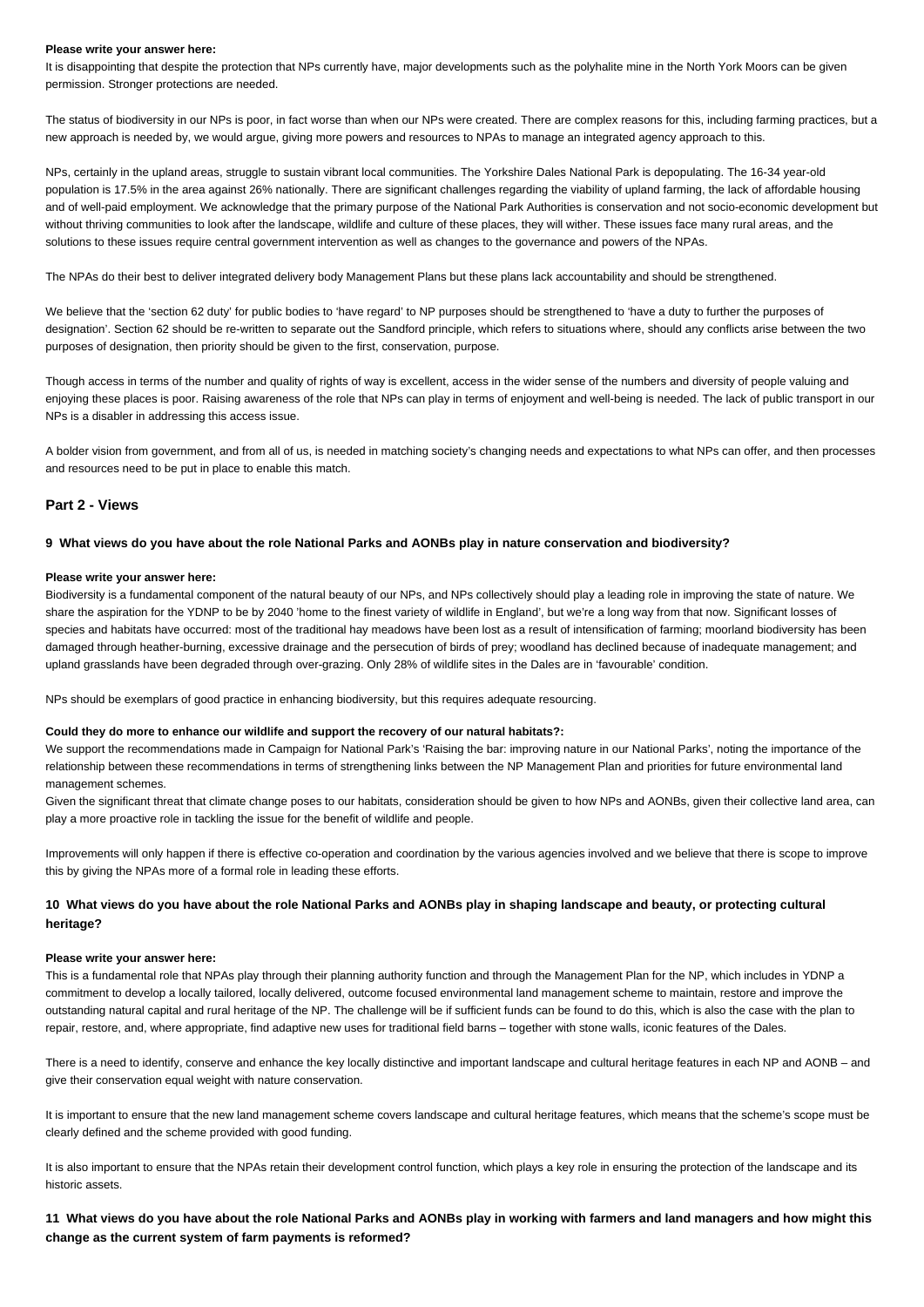**Please write your answer here:**

It is disappointing that despite the protection that NPs currently have, major developments such as the polyhalite mine in the North York Moors can be given permission. Stronger protections are needed.

The status of biodiversity in our NPs is poor, in fact worse than when our NPs were created. There are complex reasons for this, including farming practices, but a new approach is needed by, we would argue, giving more powers and resources to NPAs to manage an integrated agency approach to this.

NPs, certainly in the upland areas, struggle to sustain vibrant local communities. The Yorkshire Dales National Park is depopulating. The 16-34 year-old population is 17.5% in the area against 26% nationally. There are significant challenges regarding the viability of upland farming, the lack of affordable housing and of well-paid employment. We acknowledge that the primary purpose of the National Park Authorities is conservation and not socio-economic development but without thriving communities to look after the landscape, wildlife and culture of these places, they will wither. These issues face many rural areas, and the solutions to these issues require central government intervention as well as changes to the governance and powers of the NPAs.

The NPAs do their best to deliver integrated delivery body Management Plans but these plans lack accountability and should be strengthened.

We believe that the 'section 62 duty' for public bodies to 'have regard' to NP purposes should be strengthened to 'have a duty to further the purposes of designation'. Section 62 should be re-written to separate out the Sandford principle, which refers to situations where, should any conflicts arise between the two purposes of designation, then priority should be given to the first, conservation, purpose.

Though access in terms of the number and quality of rights of way is excellent, access in the wider sense of the numbers and diversity of people valuing and enjoying these places is poor. Raising awareness of the role that NPs can play in terms of enjoyment and well-being is needed. The lack of public transport in our NPs is a disabler in addressing this access issue.

A bolder vision from government, and from all of us, is needed in matching society's changing needs and expectations to what NPs can offer, and then processes and resources need to be put in place to enable this match.

## Part 2 - Views

### 9 What views do you have about the role National Parks and AONBs play in nature conservation and biodiversity?

**Please write your answer here:**

Biodiversity is a fundamental component of the natural beauty of our NPs, and NPs collectively should play a leading role in improving the state of nature. We share the aspiration for the YDNP to be by 2040 'home to the finest variety of wildlife in England', but we're a long way from that now. Significant losses of species and habitats have occurred: most of the traditional hay meadows have been lost as a result of intensification of farming; moorland biodiversity has been damaged through heather-burning, excessive drainage and the persecution of birds of prey; woodland has declined because of inadequate management; and upland grasslands have been degraded through over-grazing. Only 28% of wildlife sites in the Dales are in 'favourable' condition.

NPs should be exemplars of good practice in enhancing biodiversity, but this requires adequate resourcing.

**Could they do more to enhance our wildlife and support the recovery of our natural habitats?:**

We support the recommendations made in Campaign for National Park's 'Raising the bar: improving nature in our National Parks', noting the importance of the relationship between these recommendations in terms of strengthening links between the NP Management Plan and priorities for future environmental land management schemes.

Given the significant threat that climate change poses to our habitats, consideration should be given to how NPs and AONBs, given their collective land area, can play a more proactive role in tackling the issue for the benefit of wildlife and people.

Improvements will only happen if there is effective co-operation and coordination by the various agencies involved and we believe that there is scope to improve this by giving the NPAs more of a formal role in leading these efforts.

### 10 What views do you have about the role National Parks and AONBs play in shaping landscape and beauty, or protecting cultural heritage?

**Please write your answer here:**

This is a fundamental role that NPAs play through their planning authority function and through the Management Plan for the NP, which includes in YDNP a commitment to develop a locally tailored, locally delivered, outcome focused environmental land management scheme to maintain, restore and improve the outstanding natural capital and rural heritage of the NP. The challenge will be if sufficient funds can be found to do this, which is also the case with the plan to repair, restore, and, where appropriate, find adaptive new uses for traditional field barns – together with stone walls, iconic features of the Dales.

There is a need to identify, conserve and enhance the key locally distinctive and important landscape and cultural heritage features in each NP and AONB – and give their conservation equal weight with nature conservation.

It is important to ensure that the new land management scheme covers landscape and cultural heritage features, which means that the scheme's scope must be clearly defined and the scheme provided with good funding.

It is also important to ensure that the NPAs retain their development control function, which plays a key role in ensuring the protection of the landscape and its historic assets.

### 11 What views do you have about the role National Parks and AONBs play in working with farmers and land managers and how might this change as the current system of farm payments is reformed?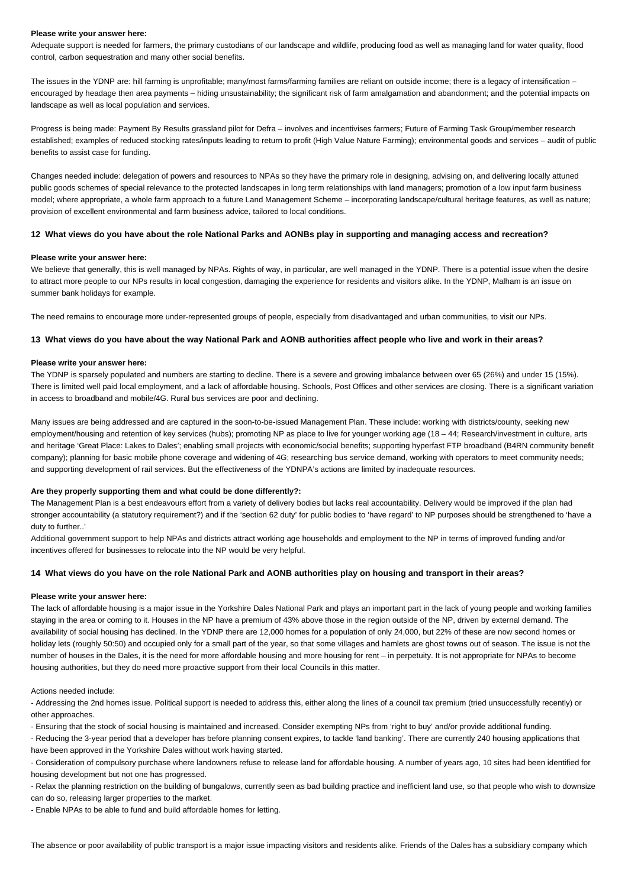**Please write your answer here:**

Adequate support is needed for farmers, the primary custodians of our landscape and wildlife, producing food as well as managing land for water quality, flood control, carbon sequestration and many other social benefits.

The issues in the YDNP are: hill farming is unprofitable; many/most farms/farming families are reliant on outside income; there is a legacy of intensification – encouraged by headage then area payments – hiding unsustainability; the significant risk of farm amalgamation and abandonment; and the potential impacts on landscape as well as local population and services.

Progress is being made: Payment By Results grassland pilot for Defra – involves and incentivises farmers; Future of Farming Task Group/member research established; examples of reduced stocking rates/inputs leading to return to profit (High Value Nature Farming); environmental goods and services – audit of public benefits to assist case for funding.

Changes needed include: delegation of powers and resources to NPAs so they have the primary role in designing, advising on, and delivering locally attuned public goods schemes of special relevance to the protected landscapes in long term relationships with land managers; promotion of a low input farm business model; where appropriate, a whole farm approach to a future Land Management Scheme – incorporating landscape/cultural heritage features, as well as nature; provision of excellent environmental and farm business advice, tailored to local conditions.

### 12 What views do you have about the role National Parks and AONBs play in supporting and managing access and recreation?

**Please write your answer here:**

We believe that generally, this is well managed by NPAs. Rights of way, in particular, are well managed in the YDNP. There is a potential issue when the desire to attract more people to our NPs results in local congestion, damaging the experience for residents and visitors alike. In the YDNP, Malham is an issue on summer bank holidays for example.

The need remains to encourage more under-represented groups of people, especially from disadvantaged and urban communities, to visit our NPs.

### 13 What views do you have about the way National Park and AONB authorities affect people who live and work in their areas?

**Please write your answer here:**

The YDNP is sparsely populated and numbers are starting to decline. There is a severe and growing imbalance between over 65 (26%) and under 15 (15%). There is limited well paid local employment, and a lack of affordable housing. Schools, Post Offices and other services are closing. There is a significant variation in access to broadband and mobile/4G. Rural bus services are poor and declining.

Many issues are being addressed and are captured in the soon-to-be-issued Management Plan. These include: working with districts/county, seeking new employment/housing and retention of key services (hubs); promoting NP as place to live for younger working age (18 – 44; Research/investment in culture, arts and heritage 'Great Place: Lakes to Dales'; enabling small projects with economic/social benefits; supporting hyperfast FTP broadband (B4RN community benefit company); planning for basic mobile phone coverage and widening of 4G; researching bus service demand, working with operators to meet community needs; and supporting development of rail services. But the effectiveness of the YDNPA's actions are limited by inadequate resources.

**Are they properly supporting them and what could be done differently?:**

The Management Plan is a best endeavours effort from a variety of delivery bodies but lacks real accountability. Delivery would be improved if the plan had stronger accountability (a statutory requirement?) and if the 'section 62 duty' for public bodies to 'have regard' to NP purposes should be strengthened to 'have a duty to further..'

Additional government support to help NPAs and districts attract working age households and employment to the NP in terms of improved funding and/or incentives offered for businesses to relocate into the NP would be very helpful.

### 14 What views do you have on the role National Park and AONB authorities play on housing and transport in their areas?

**Please write your answer here:**

The lack of affordable housing is a major issue in the Yorkshire Dales National Park and plays an important part in the lack of young people and working families staying in the area or coming to it. Houses in the NP have a premium of 43% above those in the region outside of the NP, driven by external demand. The availability of social housing has declined. In the YDNP there are 12,000 homes for a population of only 24,000, but 22% of these are now second homes or holiday lets (roughly 50:50) and occupied only for a small part of the year, so that some villages and hamlets are ghost towns out of season. The issue is not the number of houses in the Dales, it is the need for more affordable housing and more housing for rent – in perpetuity. It is not appropriate for NPAs to become housing authorities, but they do need more proactive support from their local Councils in this matter.

Actions needed include:

- Addressing the 2nd homes issue. Political support is needed to address this, either along the lines of a council tax premium (tried unsuccessfully recently) or other approaches.
- Ensuring that the stock of social housing is maintained and increased. Consider exempting NPs from 'right to buy' and/or provide additional funding.
- Reducing the 3-year period that a developer has before planning consent expires, to tackle 'land banking'. There are currently 240 housing applications that have been approved in the Yorkshire Dales without work having started.
- Consideration of compulsory purchase where landowners refuse to release land for affordable housing. A number of years ago, 10 sites had been identified for housing development but not one has progressed.
- Relax the planning restriction on the building of bungalows, currently seen as bad building practice and inefficient land use, so that people who wish to downsize can do so, releasing larger properties to the market.
- Enable NPAs to be able to fund and build affordable homes for letting.

The absence or poor availability of public transport is a major issue impacting visitors and residents alike. Friends of the Dales has a subsidiary company which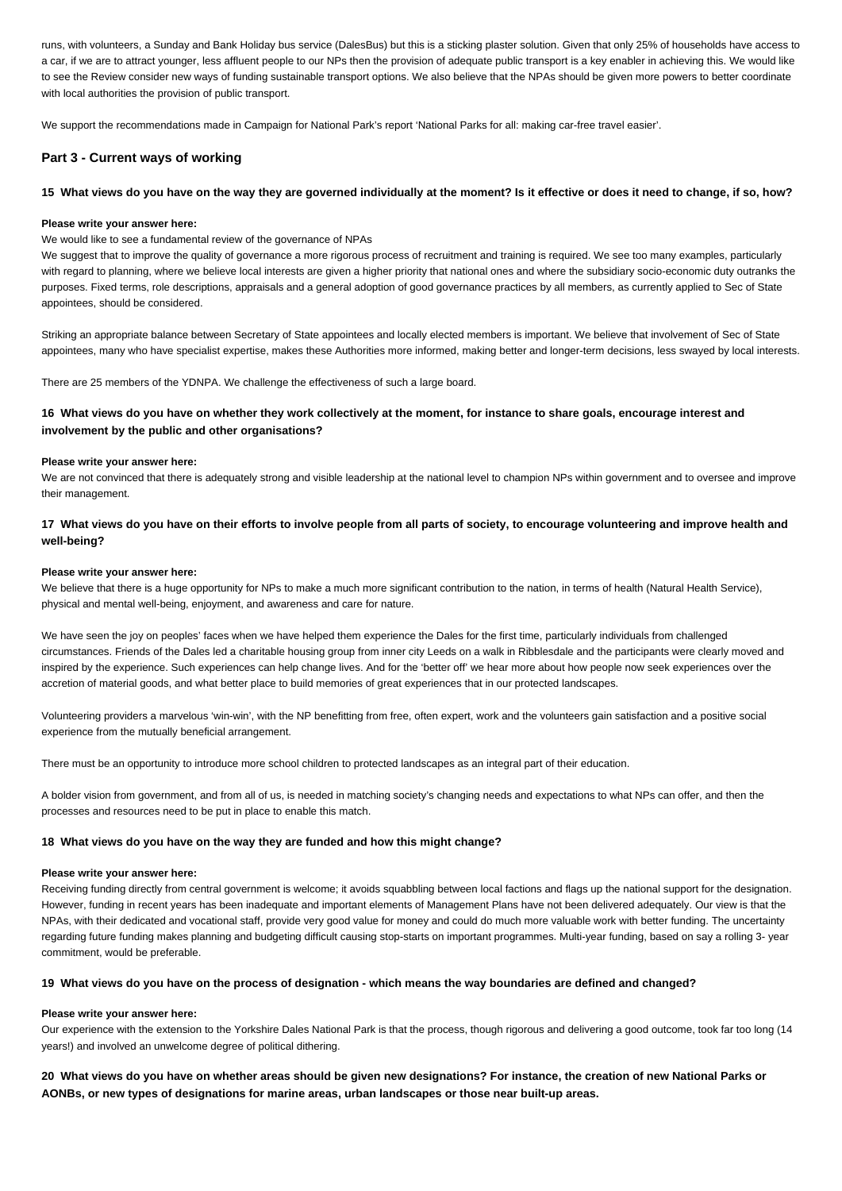runs, with volunteers, a Sunday and Bank Holiday bus service (DalesBus) but this is a sticking plaster solution. Given that only 25% of households have access to a car, if we are to attract younger, less affluent people to our NPs then the provision of adequate public transport is a key enabler in achieving this. We would like to see the Review consider new ways of funding sustainable transport options. We also believe that the NPAs should be given more powers to better coordinate with local authorities the provision of public transport.

We support the recommendations made in Campaign for National Park's report 'National Parks for all: making car-free travel easier'.

## Part 3 - Current ways of working

#### 15 What views do you have on the way they are governed individually at the moment? Is it effective or does it need to change, if so, how?

**Please write your answer here:**

We would like to see a fundamental review of the governance of NPAs

We suggest that to improve the quality of governance a more rigorous process of recruitment and training is required. We see too many examples, particularly with regard to planning, where we believe local interests are given a higher priority that national ones and where the subsidiary socio-economic duty outranks the purposes. Fixed terms, role descriptions, appraisals and a general adoption of good governance practices by all members, as currently applied to Sec of State appointees, should be considered.

Striking an appropriate balance between Secretary of State appointees and locally elected members is important. We believe that involvement of Sec of State appointees, many who have specialist expertise, makes these Authorities more informed, making better and longer-term decisions, less swayed by local interests.

There are 25 members of the YDNPA. We challenge the effectiveness of such a large board.

#### 16 What views do you have on whether they work collectively at the moment, for instance to share goals, encourage interest and involvement by the public and other organisations?

**Please write your answer here:**

We are not convinced that there is adequately strong and visible leadership at the national level to champion NPs within government and to oversee and improve their management.

#### 17 What views do you have on their efforts to involve people from all parts of society, to encourage volunteering and improve health and well-being?

**Please write your answer here:**

We believe that there is a huge opportunity for NPs to make a much more significant contribution to the nation, in terms of health (Natural Health Service), physical and mental well-being, enjoyment, and awareness and care for nature.

We have seen the joy on peoples' faces when we have helped them experience the Dales for the first time, particularly individuals from challenged circumstances. Friends of the Dales led a charitable housing group from inner city Leeds on a walk in Ribblesdale and the participants were clearly moved and inspired by the experience. Such experiences can help change lives. And for the 'better off' we hear more about how people now seek experiences over the accretion of material goods, and what better place to build memories of great experiences that in our protected landscapes.

Volunteering providers a marvelous 'win-win', with the NP benefitting from free, often expert, work and the volunteers gain satisfaction and a positive social experience from the mutually beneficial arrangement.

There must be an opportunity to introduce more school children to protected landscapes as an integral part of their education.

A bolder vision from government, and from all of us, is needed in matching society's changing needs and expectations to what NPs can offer, and then the processes and resources need to be put in place to enable this match.

#### 18 What views do you have on the way they are funded and how this might change?

**Please write your answer here:**

Receiving funding directly from central government is welcome; it avoids squabbling between local factions and flags up the national support for the designation. However, funding in recent years has been inadequate and important elements of Management Plans have not been delivered adequately. Our view is that the NPAs, with their dedicated and vocational staff, provide very good value for money and could do much more valuable work with better funding. The uncertainty regarding future funding makes planning and budgeting difficult causing stop-starts on important programmes. Multi-year funding, based on say a rolling 3- year commitment, would be preferable.

#### 19 What views do you have on the process of designation - which means the way boundaries are defined and changed?

**Please write your answer here:**

Our experience with the extension to the Yorkshire Dales National Park is that the process, though rigorous and delivering a good outcome, took far too long (14 years!) and involved an unwelcome degree of political dithering.

#### 20 What views do you have on whether areas should be given new designations? For instance, the creation of new National Parks or AONBs, or new types of designations for marine areas, urban landscapes or those near built-up areas.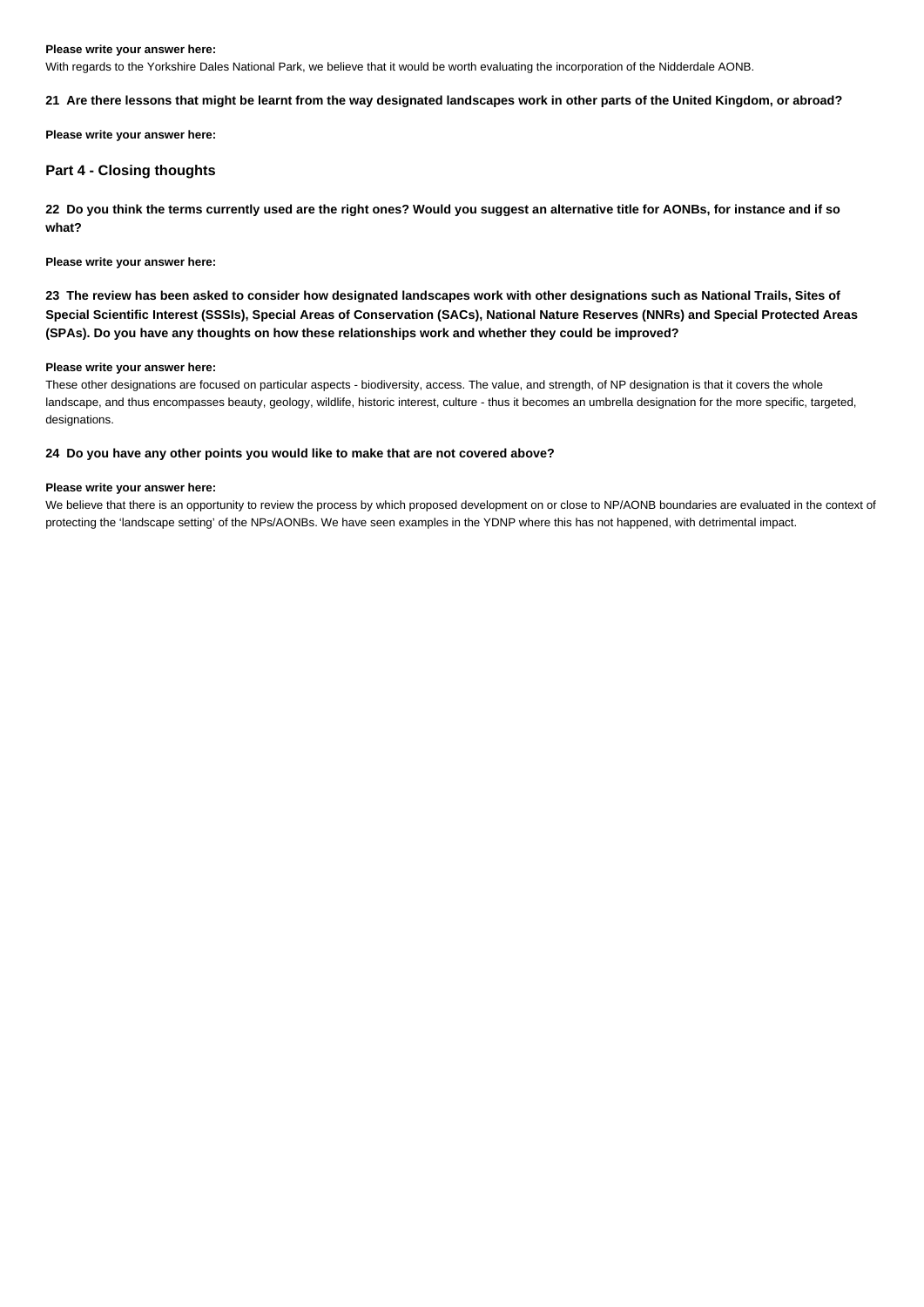**Please write your answer here:**

With regards to the Yorkshire Dales National Park, we believe that it would be worth evaluating the incorporation of the Nidderdale AONB.

**21 Are there lessons that might be learnt from the way designated landscapes work in other parts of the United Kingdom, or abroad?**

**Please write your answer here:**

## Part 4 - Closing thoughts

**22 Do you think the terms currently used are the right ones? Would you suggest an alternative title for AONBs, for instance and if so what?**

**Please write your answer here:**

**23 The review has been asked to consider how designated landscapes work with other designations such as National Trails, Sites of Special Scientific Interest (SSSIs), Special Areas of Conservation (SACs), National Nature Reserves (NNRs) and Special Protected Areas (SPAs). Do you have any thoughts on how these relationships work and whether they could be improved?**

**Please write your answer here:**

These other designations are focused on particular aspects - biodiversity, access. The value, and strength, of NP designation is that it covers the whole landscape, and thus encompasses beauty, geology, wildlife, historic interest, culture - thus it becomes an umbrella designation for the more specific, targeted, designations.

**24 Do you have any other points you would like to make that are not covered above?**

**Please write your answer here:**

We believe that there is an opportunity to review the process by which proposed development on or close to NP/AONB boundaries are evaluated in the context of protecting the 'landscape setting' of the NPs/AONBs. We have seen examples in the YDNP where this has not happened, with detrimental impact.